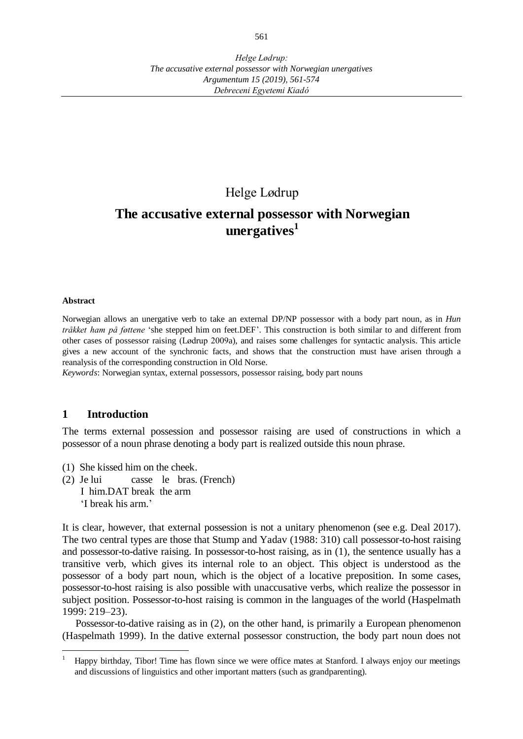Helge Lødrup

# The accusative external possessor with Norwegian unergatives[1]

**Abstract**

Norwegian allows an unergative verb to take an external DP/NP possessor with a body part noun, as in *Hun tråkket ham på føttene* 'she stepped him on feet.DEF'. This construction is both similar to and different from other cases of possessor raising (Lødrup 2009a), and raises some challenges for syntactic analysis. This article gives a new account of the synchronic facts, and shows that the construction must have arisen through a reanalysis of the corresponding construction in Old Norse.

*Keywords*: Norwegian syntax, external possessors, possessor raising, body part nouns

## 1 Introduction

The terms external possession and possessor raising are used of constructions in which a possessor of a noun phrase denoting a body part is realized outside this noun phrase.

(1) She kissed him on the cheek.

(2) Je lui casse le bras. (French)
 I him.DAT break the arm
 'I break his arm.'

It is clear, however, that external possession is not a unitary phenomenon (see e.g. Deal 2017). The two central types are those that Stump and Yadav (1988: 310) call possessor-to-host raising and possessor-to-dative raising. In possessor-to-host raising, as in (1), the sentence usually has a transitive verb, which gives its internal role to an object. This object is understood as the possessor of a body part noun, which is the object of a locative preposition. In some cases, possessor-to-host raising is also possible with unaccusative verbs, which realize the possessor in subject position. Possessor-to-host raising is common in the languages of the world (Haspelmath 1999: 219–23).

Possessor-to-dative raising as in (2), on the other hand, is primarily a European phenomenon (Haspelmath 1999). In the dative external possessor construction, the body part noun does not

[1] Happy birthday, Tibor! Time has flown since we were office mates at Stanford. I always enjoy our meetings and discussions of linguistics and other important matters (such as grandparenting).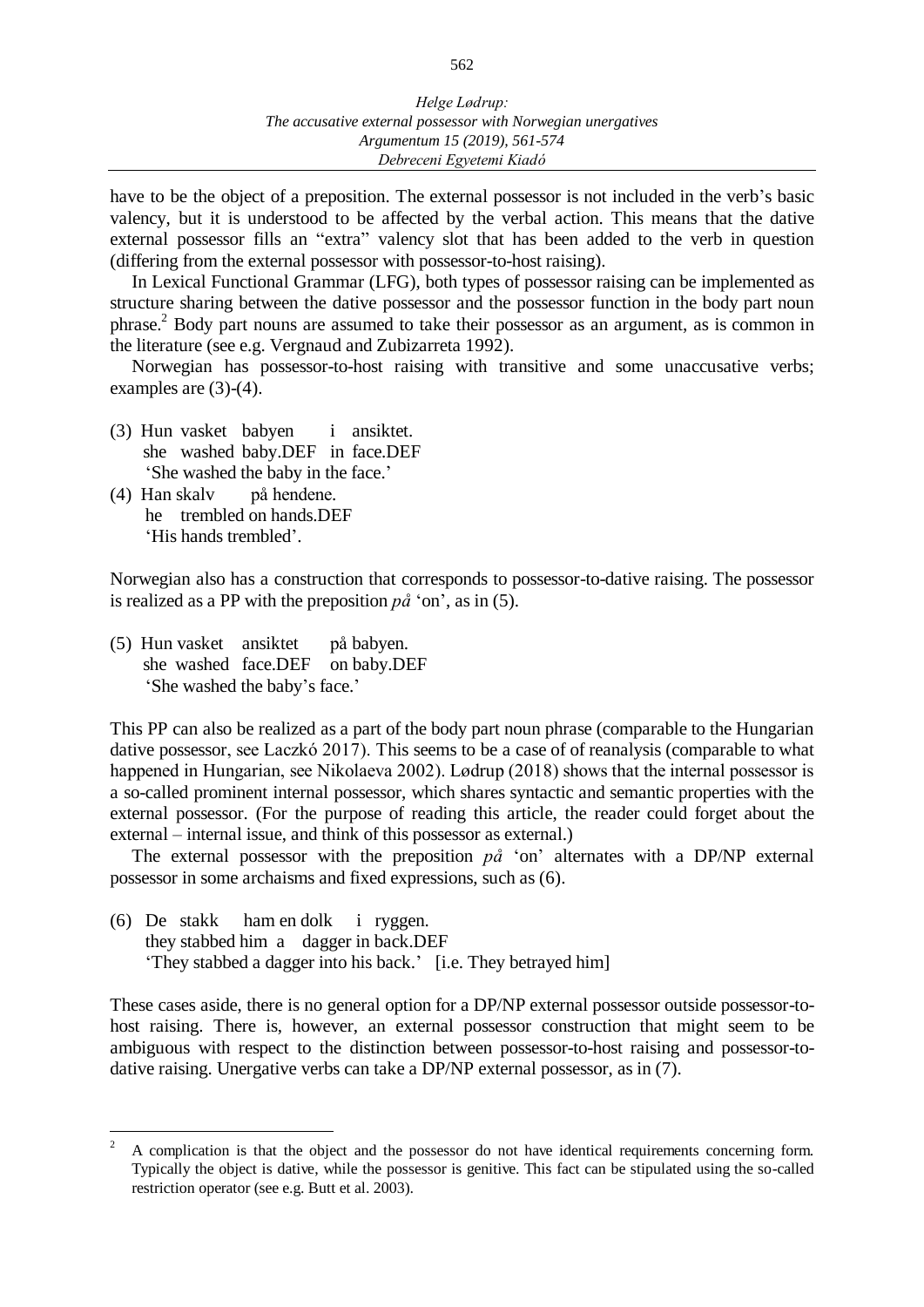have to be the object of a preposition. The external possessor is not included in the verb's basic valency, but it is understood to be affected by the verbal action. This means that the dative external possessor fills an "extra" valency slot that has been added to the verb in question (differing from the external possessor with possessor-to-host raising).

In Lexical Functional Grammar (LFG), both types of possessor raising can be implemented as structure sharing between the dative possessor and the possessor function in the body part noun phrase.[2] Body part nouns are assumed to take their possessor as an argument, as is common in the literature (see e.g. Vergnaud and Zubizarreta 1992).

Norwegian has possessor-to-host raising with transitive and some unaccusative verbs; examples are (3)-(4).

(3) Hun vasket babyen i ansiktet.
she washed baby.DEF in face.DEF
'She washed the baby in the face.'

(4) Han skalv på hendene.
he trembled on hands.DEF
'His hands trembled'.

Norwegian also has a construction that corresponds to possessor-to-dative raising. The possessor is realized as a PP with the preposition *på* 'on', as in (5).

(5) Hun vasket ansiktet på babyen.
she washed face.DEF on baby.DEF
'She washed the baby's face.'

This PP can also be realized as a part of the body part noun phrase (comparable to the Hungarian dative possessor, see Laczkó 2017). This seems to be a case of of reanalysis (comparable to what happened in Hungarian, see Nikolaeva 2002). Lødrup (2018) shows that the internal possessor is a so-called prominent internal possessor, which shares syntactic and semantic properties with the external possessor. (For the purpose of reading this article, the reader could forget about the external – internal issue, and think of this possessor as external.)

The external possessor with the preposition *på* 'on' alternates with a DP/NP external possessor in some archaisms and fixed expressions, such as (6).

(6) De stakk ham en dolk i ryggen.
they stabbed him a dagger in back.DEF
'They stabbed a dagger into his back.' [i.e. They betrayed him]

These cases aside, there is no general option for a DP/NP external possessor outside possessor-to-host raising. There is, however, an external possessor construction that might seem to be ambiguous with respect to the distinction between possessor-to-host raising and possessor-to-dative raising. Unergative verbs can take a DP/NP external possessor, as in (7).

[2] A complication is that the object and the possessor do not have identical requirements concerning form. Typically the object is dative, while the possessor is genitive. This fact can be stipulated using the so-called restriction operator (see e.g. Butt et al. 2003).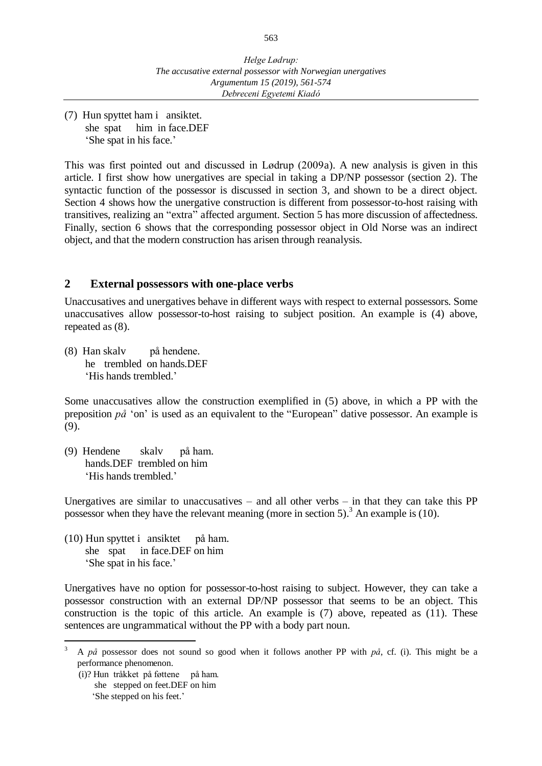(7) Hun spyttet ham i ansiktet.
she spat him in face.DEF
'She spat in his face.'

This was first pointed out and discussed in Lødrup (2009a). A new analysis is given in this article. I first show how unergatives are special in taking a DP/NP possessor (section 2). The syntactic function of the possessor is discussed in section 3, and shown to be a direct object. Section 4 shows how the unergative construction is different from possessor-to-host raising with transitives, realizing an "extra" affected argument. Section 5 has more discussion of affectedness. Finally, section 6 shows that the corresponding possessor object in Old Norse was an indirect object, and that the modern construction has arisen through reanalysis.

## 2 External possessors with one-place verbs

Unaccusatives and unergatives behave in different ways with respect to external possessors. Some unaccusatives allow possessor-to-host raising to subject position. An example is (4) above, repeated as (8).

(8) Han skalv på hendene.
he trembled on hands.DEF
'His hands trembled.'

Some unaccusatives allow the construction exemplified in (5) above, in which a PP with the preposition *på* 'on' is used as an equivalent to the "European" dative possessor. An example is (9).

(9) Hendene skalv på ham.
hands.DEF trembled on him
'His hands trembled.'

Unergatives are similar to unaccusatives – and all other verbs – in that they can take this PP possessor when they have the relevant meaning (more in section 5).[3] An example is (10).

(10) Hun spyttet i ansiktet på ham.
she spat in face.DEF on him
'She spat in his face.'

Unergatives have no option for possessor-to-host raising to subject. However, they can take a possessor construction with an external DP/NP possessor that seems to be an object. This construction is the topic of this article. An example is (7) above, repeated as (11). These sentences are ungrammatical without the PP with a body part noun.

[3] A *på* possessor does not sound so good when it follows another PP with *på*, cf. (i). This might be a performance phenomenon.

(i)? Hun tråkket på føttene på ham.
she stepped on feet.DEF on him
'She stepped on his feet.'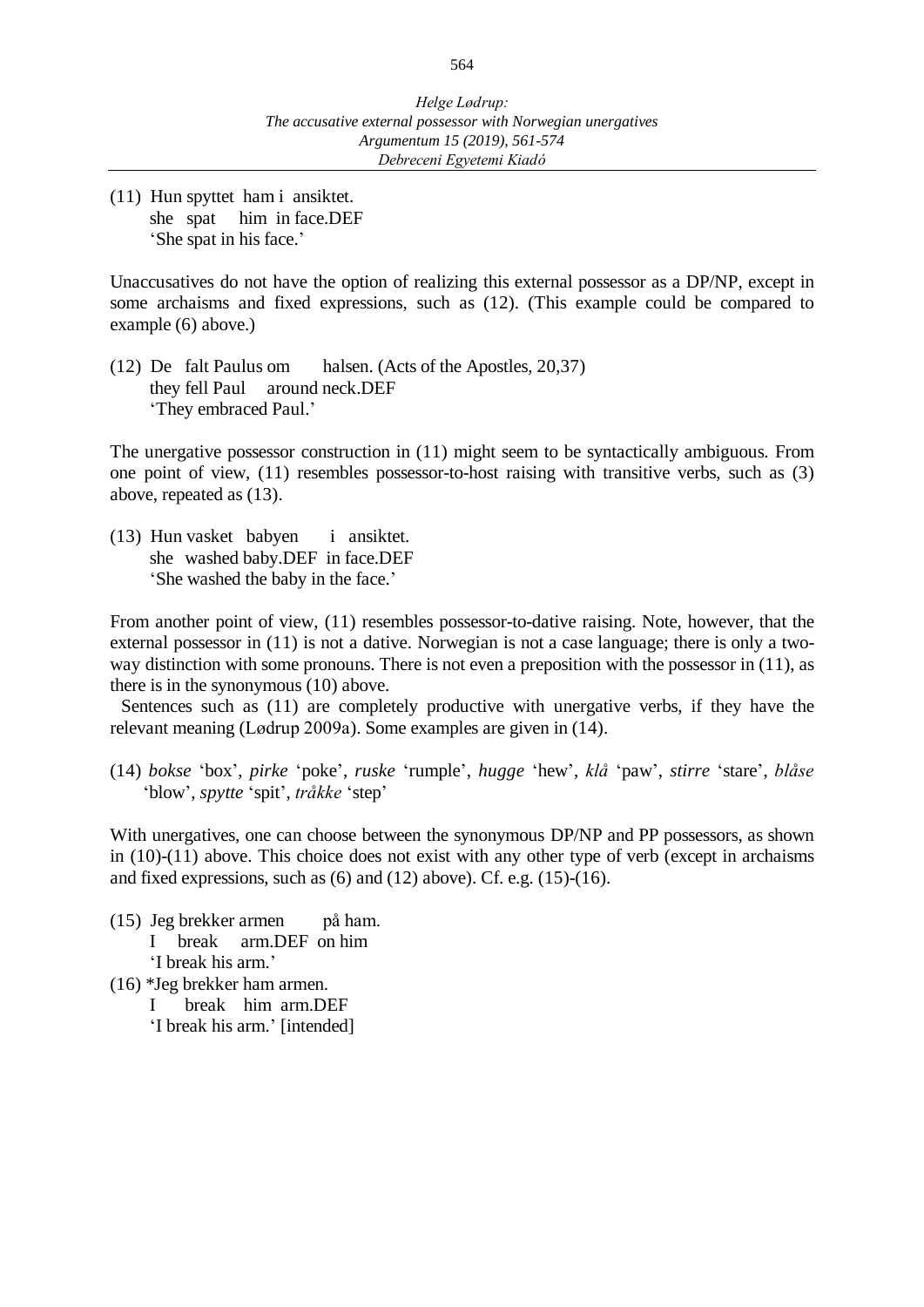(11) Hun spyttet ham i ansiktet.
     she spat him in face.DEF
     'She spat in his face.'

Unaccusatives do not have the option of realizing this external possessor as a DP/NP, except in some archaisms and fixed expressions, such as (12). (This example could be compared to example (6) above.)

(12) De falt Paulus om halsen. (Acts of the Apostles, 20,37)
     they fell Paul around neck.DEF
     'They embraced Paul.'

The unergative possessor construction in (11) might seem to be syntactically ambiguous. From one point of view, (11) resembles possessor-to-host raising with transitive verbs, such as (3) above, repeated as (13).

(13) Hun vasket babyen i ansiktet.
     she washed baby.DEF in face.DEF
     'She washed the baby in the face.'

From another point of view, (11) resembles possessor-to-dative raising. Note, however, that the external possessor in (11) is not a dative. Norwegian is not a case language; there is only a two-way distinction with some pronouns. There is not even a preposition with the possessor in (11), as there is in the synonymous (10) above.

Sentences such as (11) are completely productive with unergative verbs, if they have the relevant meaning (Lødrup 2009a). Some examples are given in (14).

(14) *bokse* 'box', *pirke* 'poke', *ruske* 'rumple', *hugge* 'hew', *klå* 'paw', *stirre* 'stare', *blåse* 'blow', *spytte* 'spit', *tråkke* 'step'

With unergatives, one can choose between the synonymous DP/NP and PP possessors, as shown in (10)-(11) above. This choice does not exist with any other type of verb (except in archaisms and fixed expressions, such as (6) and (12) above). Cf. e.g. (15)-(16).

(15) Jeg brekker armen på ham.
     I break arm.DEF on him
     'I break his arm.'

(16) *Jeg brekker ham armen.
     I break him arm.DEF
     'I break his arm.' [intended]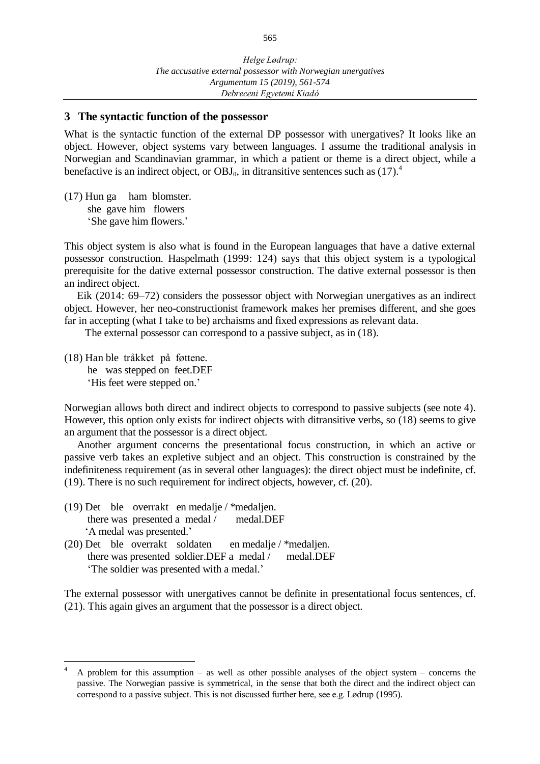## 3 The syntactic function of the possessor

What is the syntactic function of the external DP possessor with unergatives? It looks like an object. However, object systems vary between languages. I assume the traditional analysis in Norwegian and Scandinavian grammar, in which a patient or theme is a direct object, while a benefactive is an indirect object, or $OBJ_\theta$, in ditransitive sentences such as (17).[4]

(17) Hun ga ham blomster.
  she gave him flowers
  'She gave him flowers.'

This object system is also what is found in the European languages that have a dative external possessor construction. Haspelmath (1999: 124) says that this object system is a typological prerequisite for the dative external possessor construction. The dative external possessor is then an indirect object.

Eik (2014: 69–72) considers the possessor object with Norwegian unergatives as an indirect object. However, her neo-constructionist framework makes her premises different, and she goes far in accepting (what I take to be) archaisms and fixed expressions as relevant data.

The external possessor can correspond to a passive subject, as in (18).

(18) Han ble tråkket på føttene.
  he was stepped on feet.DEF
  'His feet were stepped on.'

Norwegian allows both direct and indirect objects to correspond to passive subjects (see note 4). However, this option only exists for indirect objects with ditransitive verbs, so (18) seems to give an argument that the possessor is a direct object.

Another argument concerns the presentational focus construction, in which an active or passive verb takes an expletive subject and an object. This construction is constrained by the indefiniteness requirement (as in several other languages): the direct object must be indefinite, cf. (19). There is no such requirement for indirect objects, however, cf. (20).

(19) Det ble overrakt en medalje / *medaljen.
  there was presented a medal / medal.DEF
  'A medal was presented.'

(20) Det ble overrakt soldaten en medalje / *medaljen.
  there was presented soldier.DEF a medal / medal.DEF
  'The soldier was presented with a medal.'

The external possessor with unergatives cannot be definite in presentational focus sentences, cf. (21). This again gives an argument that the possessor is a direct object.

---

[4] A problem for this assumption – as well as other possible analyses of the object system – concerns the passive. The Norwegian passive is symmetrical, in the sense that both the direct and the indirect object can correspond to a passive subject. This is not discussed further here, see e.g. Lødrup (1995).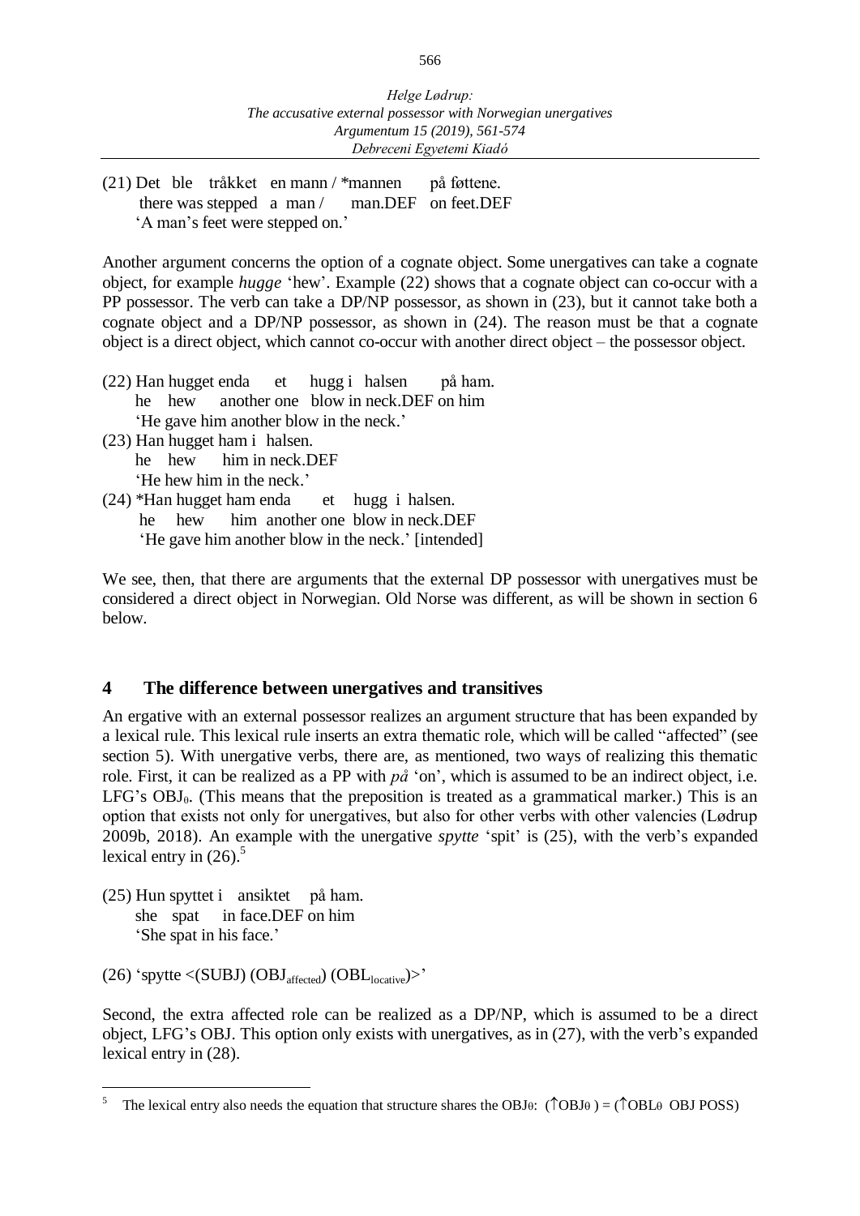(21) Det ble tråkket en mann / *mannen på føttene.
there was stepped a man / man.DEF on feet.DEF
'A man's feet were stepped on.'

Another argument concerns the option of a cognate object. Some unergatives can take a cognate object, for example *hugge* 'hew'. Example (22) shows that a cognate object can co-occur with a PP possessor. The verb can take a DP/NP possessor, as shown in (23), but it cannot take both a cognate object and a DP/NP possessor, as shown in (24). The reason must be that a cognate object is a direct object, which cannot co-occur with another direct object – the possessor object.

(22) Han hugget enda et hugg i halsen på ham.
he hew another one blow in neck.DEF on him
'He gave him another blow in the neck.'

(23) Han hugget ham i halsen.
he hew him in neck.DEF
'He hew him in the neck.'

(24) *Han hugget ham enda et hugg i halsen.
he hew him another one blow in neck.DEF
'He gave him another blow in the neck.' [intended]

We see, then, that there are arguments that the external DP possessor with unergatives must be considered a direct object in Norwegian. Old Norse was different, as will be shown in section 6 below.

## 4 The difference between unergatives and transitives

An ergative with an external possessor realizes an argument structure that has been expanded by a lexical rule. This lexical rule inserts an extra thematic role, which will be called "affected" (see section 5). With unergative verbs, there are, as mentioned, two ways of realizing this thematic role. First, it can be realized as a PP with *på* 'on', which is assumed to be an indirect object, i.e. LFG's $OBJ_{\theta}$. (This means that the preposition is treated as a grammatical marker.) This is an option that exists not only for unergatives, but also for other verbs with other valencies (Lødrup 2009b, 2018). An example with the unergative *spytte* 'spit' is (25), with the verb's expanded lexical entry in (26).[5]

(25) Hun spyttet i ansiktet på ham.
she spat in face.DEF on him
'She spat in his face.'

(26) 'spytte <(SUBJ) ($OBJ_{affected}$) ($OBL_{locative}$)>'

Second, the extra affected role can be realized as a DP/NP, which is assumed to be a direct object, LFG's OBJ. This option only exists with unergatives, as in (27), with the verb's expanded lexical entry in (28).

[5] The lexical entry also needs the equation that structure shares the $OBJ_{\theta}$: $(\uparrow OBJ_{\theta}) = (\uparrow OBL_{\theta}\ OBJ\ POSS)$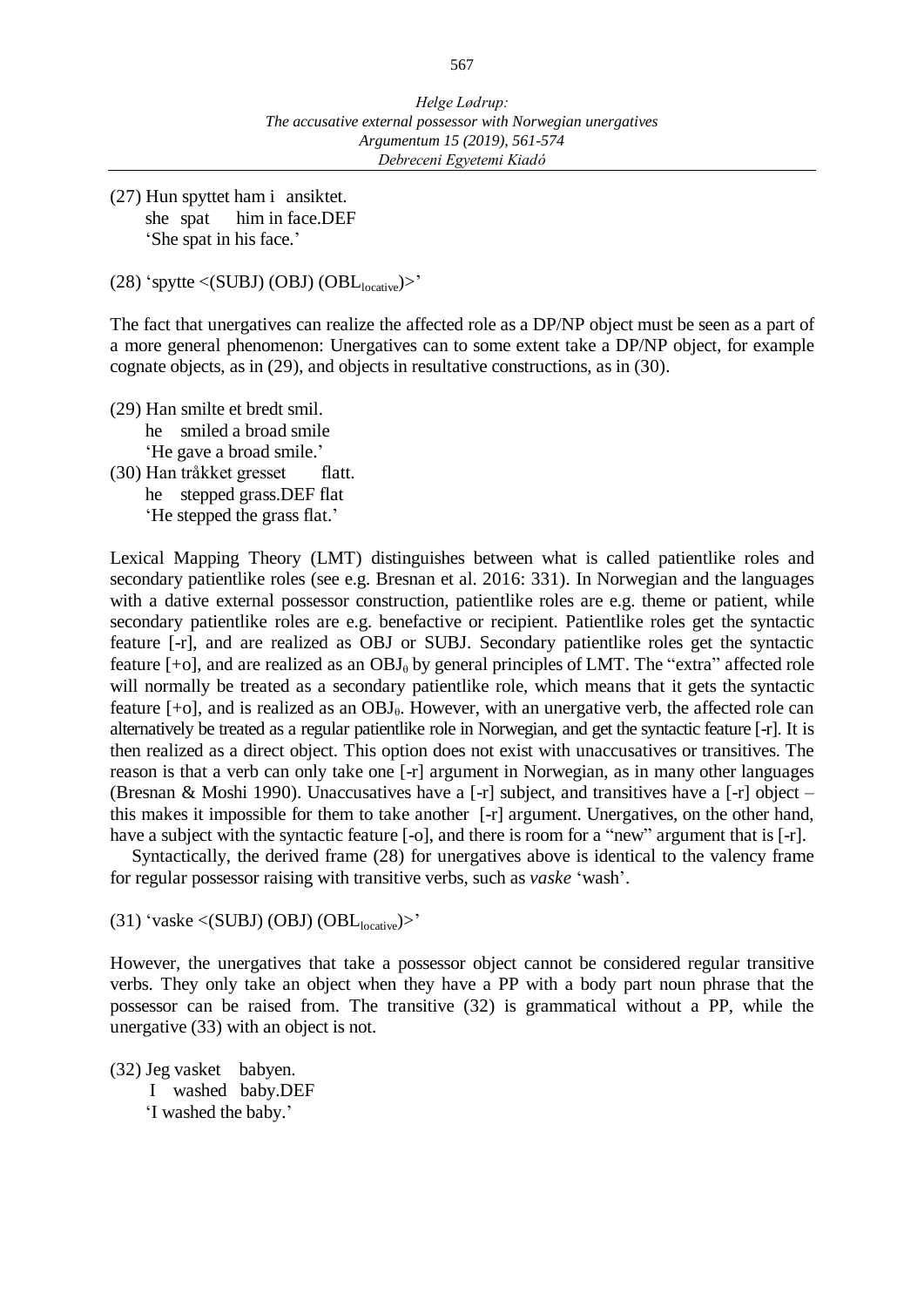(27) Hun spyttet ham i ansiktet.
 she spat him in face.DEF
 'She spat in his face.'

(28) 'spytte <(SUBJ) (OBJ) ($OBL_{locative}$)>'

The fact that unergatives can realize the affected role as a DP/NP object must be seen as a part of a more general phenomenon: Unergatives can to some extent take a DP/NP object, for example cognate objects, as in (29), and objects in resultative constructions, as in (30).

(29) Han smilte et bredt smil.
 he smiled a broad smile
 'He gave a broad smile.'

(30) Han tråkket gresset flatt.
 he stepped grass.DEF flat
 'He stepped the grass flat.'

Lexical Mapping Theory (LMT) distinguishes between what is called patientlike roles and secondary patientlike roles (see e.g. Bresnan et al. 2016: 331). In Norwegian and the languages with a dative external possessor construction, patientlike roles are e.g. theme or patient, while secondary patientlike roles are e.g. benefactive or recipient. Patientlike roles get the syntactic feature [-r], and are realized as OBJ or SUBJ. Secondary patientlike roles get the syntactic feature [+o], and are realized as an $OBJ_{\theta}$ by general principles of LMT. The "extra" affected role will normally be treated as a secondary patientlike role, which means that it gets the syntactic feature [+o], and is realized as an $OBJ_{\theta}$. However, with an unergative verb, the affected role can alternatively be treated as a regular patientlike role in Norwegian, and get the syntactic feature [-r]. It is then realized as a direct object. This option does not exist with unaccusatives or transitives. The reason is that a verb can only take one [-r] argument in Norwegian, as in many other languages (Bresnan & Moshi 1990). Unaccusatives have a [-r] subject, and transitives have a [-r] object – this makes it impossible for them to take another [-r] argument. Unergatives, on the other hand, have a subject with the syntactic feature [-o], and there is room for a "new" argument that is [-r].

Syntactically, the derived frame (28) for unergatives above is identical to the valency frame for regular possessor raising with transitive verbs, such as *vaske* 'wash'.

(31) 'vaske <(SUBJ) (OBJ) ($OBL_{locative}$)>'

However, the unergatives that take a possessor object cannot be considered regular transitive verbs. They only take an object when they have a PP with a body part noun phrase that the possessor can be raised from. The transitive (32) is grammatical without a PP, while the unergative (33) with an object is not.

(32) Jeg vasket babyen.
 I washed baby.DEF
 'I washed the baby.'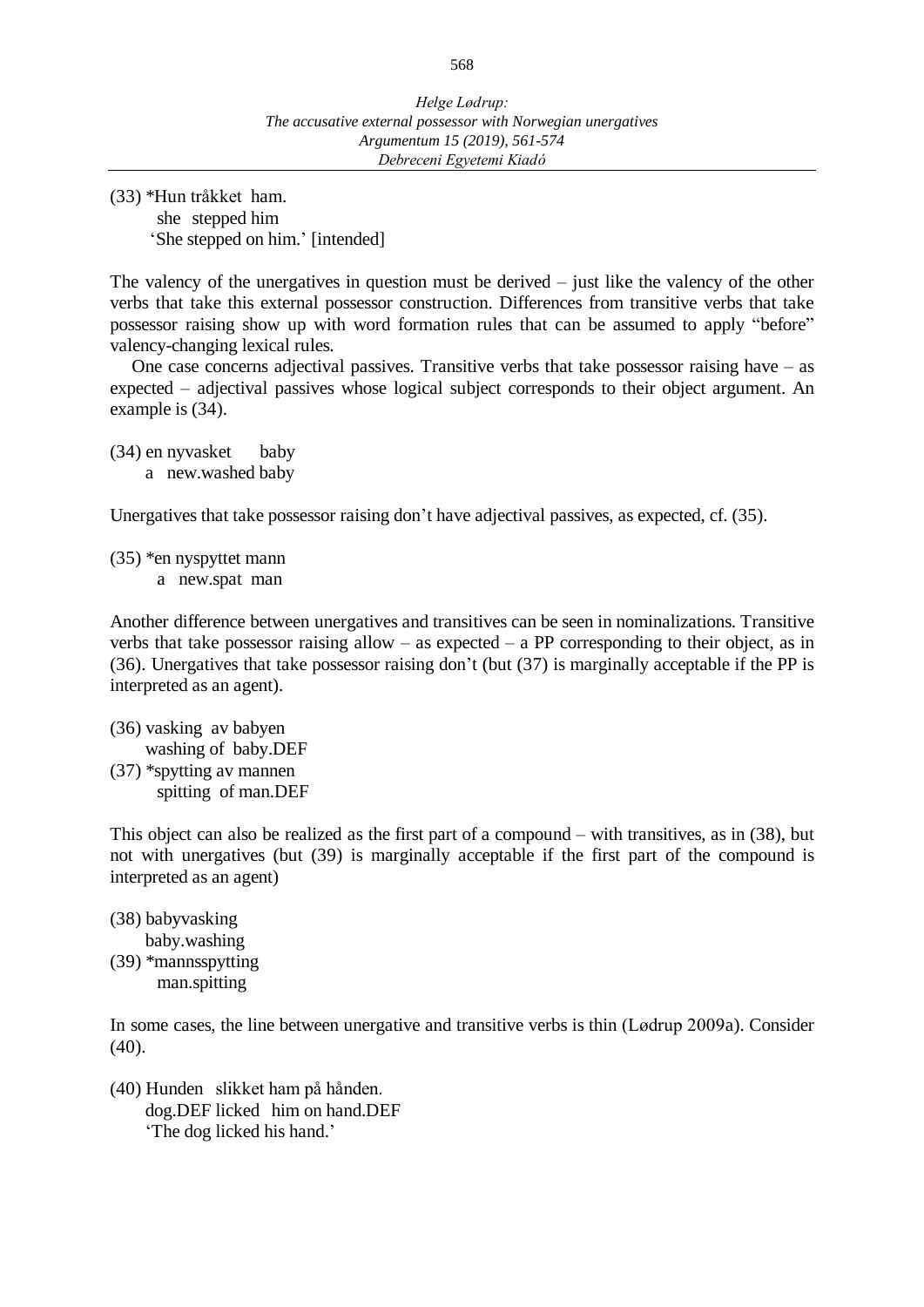(33) *Hun tråkket ham.
 she stepped him
 'She stepped on him.' [intended]

The valency of the unergatives in question must be derived – just like the valency of the other verbs that take this external possessor construction. Differences from transitive verbs that take possessor raising show up with word formation rules that can be assumed to apply "before" valency-changing lexical rules.

One case concerns adjectival passives. Transitive verbs that take possessor raising have – as expected – adjectival passives whose logical subject corresponds to their object argument. An example is (34).

(34) en nyvasket baby
 a new.washed baby

Unergatives that take possessor raising don't have adjectival passives, as expected, cf. (35).

(35) *en nyspyttet mann
 a new.spat man

Another difference between unergatives and transitives can be seen in nominalizations. Transitive verbs that take possessor raising allow – as expected – a PP corresponding to their object, as in (36). Unergatives that take possessor raising don't (but (37) is marginally acceptable if the PP is interpreted as an agent).

(36) vasking av babyen
 washing of baby.DEF

(37) *spytting av mannen
 spitting of man.DEF

This object can also be realized as the first part of a compound – with transitives, as in (38), but not with unergatives (but (39) is marginally acceptable if the first part of the compound is interpreted as an agent)

(38) babyvasking
 baby.washing

(39) *mannsspytting
 man.spitting

In some cases, the line between unergative and transitive verbs is thin (Lødrup 2009a). Consider (40).

(40) Hunden slikket ham på hånden.
 dog.DEF licked him on hand.DEF
 'The dog licked his hand.'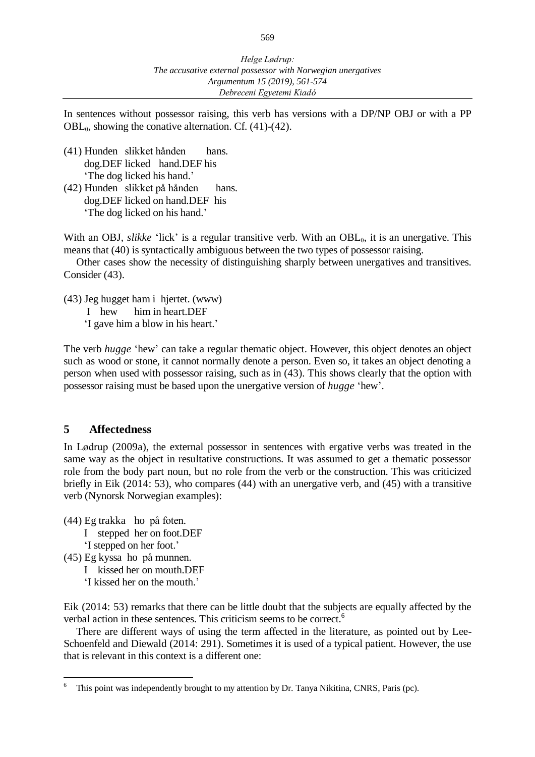In sentences without possessor raising, this verb has versions with a DP/NP OBJ or with a PP $OBL_{\theta}$, showing the conative alternation. Cf. (41)-(42).

(41) Hunden slikket hånden hans.
dog.DEF licked hand.DEF his
'The dog licked his hand.'

(42) Hunden slikket på hånden hans.
dog.DEF licked on hand.DEF his
'The dog licked on his hand.'

With an OBJ, *slikke* 'lick' is a regular transitive verb. With an $OBL_{\theta}$, it is an unergative. This means that (40) is syntactically ambiguous between the two types of possessor raising.

Other cases show the necessity of distinguishing sharply between unergatives and transitives. Consider (43).

(43) Jeg hugget ham i hjertet. (www)
I hew him in heart.DEF
'I gave him a blow in his heart.'

The verb *hugge* 'hew' can take a regular thematic object. However, this object denotes an object such as wood or stone, it cannot normally denote a person. Even so, it takes an object denoting a person when used with possessor raising, such as in (43). This shows clearly that the option with possessor raising must be based upon the unergative version of *hugge* 'hew'.

## 5 Affectedness

In Lødrup (2009a), the external possessor in sentences with ergative verbs was treated in the same way as the object in resultative constructions. It was assumed to get a thematic possessor role from the body part noun, but no role from the verb or the construction. This was criticized briefly in Eik (2014: 53), who compares (44) with an unergative verb, and (45) with a transitive verb (Nynorsk Norwegian examples):

(44) Eg trakka ho på foten.
I stepped her on foot.DEF
'I stepped on her foot.'

(45) Eg kyssa ho på munnen.
I kissed her on mouth.DEF
'I kissed her on the mouth.'

Eik (2014: 53) remarks that there can be little doubt that the subjects are equally affected by the verbal action in these sentences. This criticism seems to be correct.[6]

There are different ways of using the term affected in the literature, as pointed out by Lee-Schoenfeld and Diewald (2014: 291). Sometimes it is used of a typical patient. However, the use that is relevant in this context is a different one:

[6] This point was independently brought to my attention by Dr. Tanya Nikitina, CNRS, Paris (pc).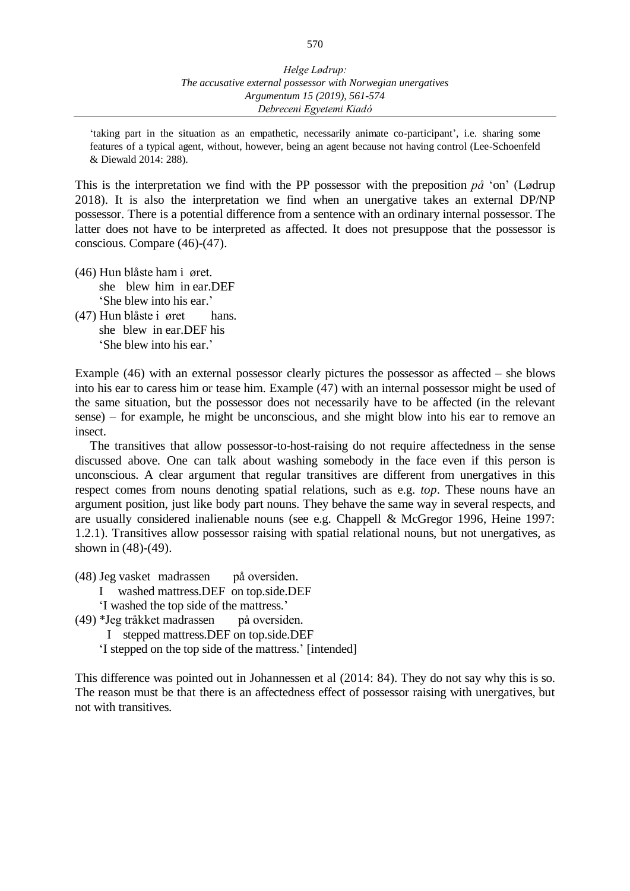'taking part in the situation as an empathetic, necessarily animate co-participant', i.e. sharing some features of a typical agent, without, however, being an agent because not having control (Lee-Schoenfeld & Diewald 2014: 288).

This is the interpretation we find with the PP possessor with the preposition *på* 'on' (Lødrup 2018). It is also the interpretation we find when an unergative takes an external DP/NP possessor. There is a potential difference from a sentence with an ordinary internal possessor. The latter does not have to be interpreted as affected. It does not presuppose that the possessor is conscious. Compare (46)-(47).

(46) Hun blåste ham i øret.
     she blew him in ear.DEF
     'She blew into his ear.'

(47) Hun blåste i øret hans.
     she blew in ear.DEF his
     'She blew into his ear.'

Example (46) with an external possessor clearly pictures the possessor as affected – she blows into his ear to caress him or tease him. Example (47) with an internal possessor might be used of the same situation, but the possessor does not necessarily have to be affected (in the relevant sense) – for example, he might be unconscious, and she might blow into his ear to remove an insect.

The transitives that allow possessor-to-host-raising do not require affectedness in the sense discussed above. One can talk about washing somebody in the face even if this person is unconscious. A clear argument that regular transitives are different from unergatives in this respect comes from nouns denoting spatial relations, such as e.g. *top*. These nouns have an argument position, just like body part nouns. They behave the same way in several respects, and are usually considered inalienable nouns (see e.g. Chappell & McGregor 1996, Heine 1997: 1.2.1). Transitives allow possessor raising with spatial relational nouns, but not unergatives, as shown in (48)-(49).

(48) Jeg vasket madrassen på oversiden.
     I washed mattress.DEF on top.side.DEF
     'I washed the top side of the mattress.'

(49) *Jeg tråkket madrassen på oversiden.
     I stepped mattress.DEF on top.side.DEF
     'I stepped on the top side of the mattress.' [intended]

This difference was pointed out in Johannessen et al (2014: 84). They do not say why this is so. The reason must be that there is an affectedness effect of possessor raising with unergatives, but not with transitives.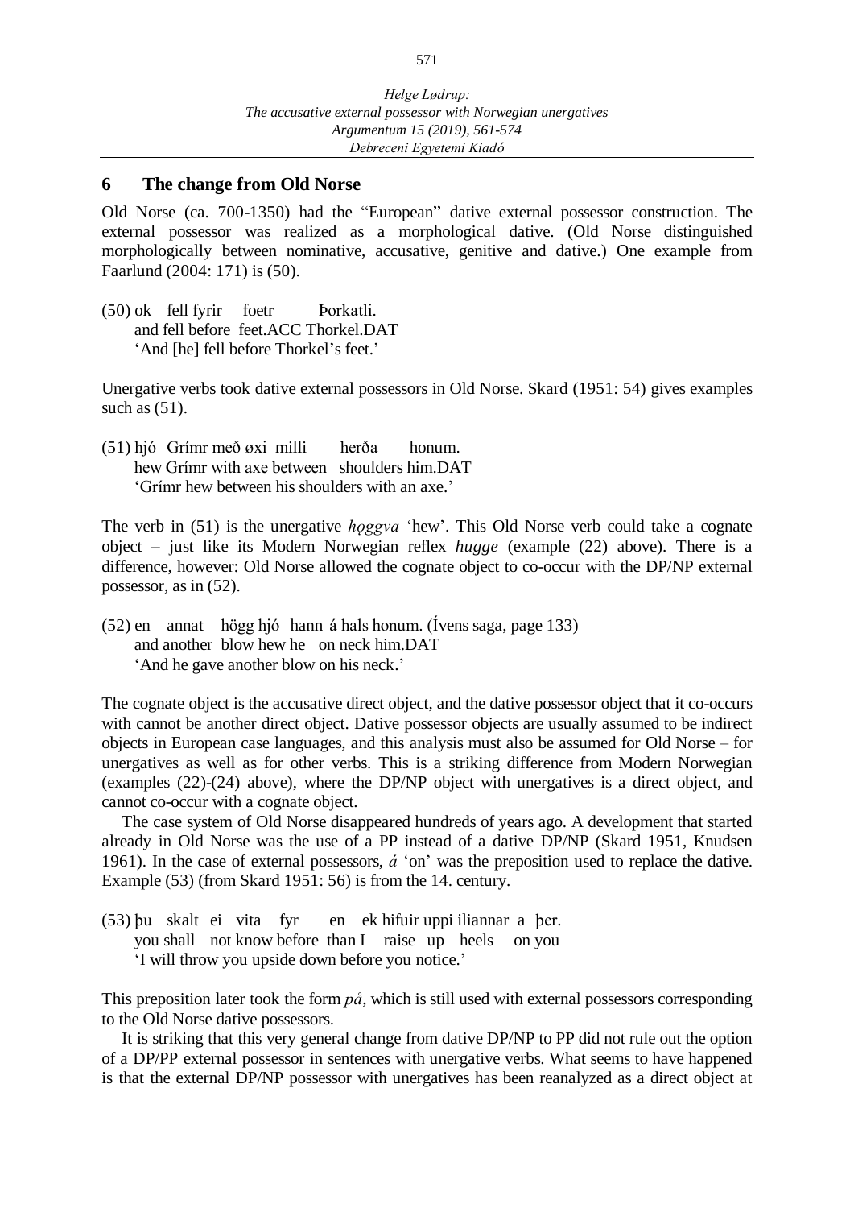## 6 The change from Old Norse

Old Norse (ca. 700-1350) had the "European" dative external possessor construction. The external possessor was realized as a morphological dative. (Old Norse distinguished morphologically between nominative, accusative, genitive and dative.) One example from Faarlund (2004: 171) is (50).

(50) ok fell fyrir foetr Þorkatli.
and fell before feet.ACC Thorkel.DAT
'And [he] fell before Thorkel's feet.'

Unergative verbs took dative external possessors in Old Norse. Skard (1951: 54) gives examples such as (51).

(51) hjó Grímr með øxi milli herða honum.
hew Grímr with axe between shoulders him.DAT
'Grímr hew between his shoulders with an axe.'

The verb in (51) is the unergative *hǫggva* 'hew'. This Old Norse verb could take a cognate object – just like its Modern Norwegian reflex *hugge* (example (22) above). There is a difference, however: Old Norse allowed the cognate object to co-occur with the DP/NP external possessor, as in (52).

(52) en annat högg hjó hann á hals honum. (Ívens saga, page 133)
and another blow hew he on neck him.DAT
'And he gave another blow on his neck.'

The cognate object is the accusative direct object, and the dative possessor object that it co-occurs with cannot be another direct object. Dative possessor objects are usually assumed to be indirect objects in European case languages, and this analysis must also be assumed for Old Norse – for unergatives as well as for other verbs. This is a striking difference from Modern Norwegian (examples (22)-(24) above), where the DP/NP object with unergatives is a direct object, and cannot co-occur with a cognate object.

The case system of Old Norse disappeared hundreds of years ago. A development that started already in Old Norse was the use of a PP instead of a dative DP/NP (Skard 1951, Knudsen 1961). In the case of external possessors, *á* 'on' was the preposition used to replace the dative. Example (53) (from Skard 1951: 56) is from the 14. century.

(53) þu skalt ei vita fyr en ek hifuir uppi iliannar a þer.
you shall not know before than I raise up heels on you
'I will throw you upside down before you notice.'

This preposition later took the form *på*, which is still used with external possessors corresponding to the Old Norse dative possessors.

It is striking that this very general change from dative DP/NP to PP did not rule out the option of a DP/PP external possessor in sentences with unergative verbs. What seems to have happened is that the external DP/NP possessor with unergatives has been reanalyzed as a direct object at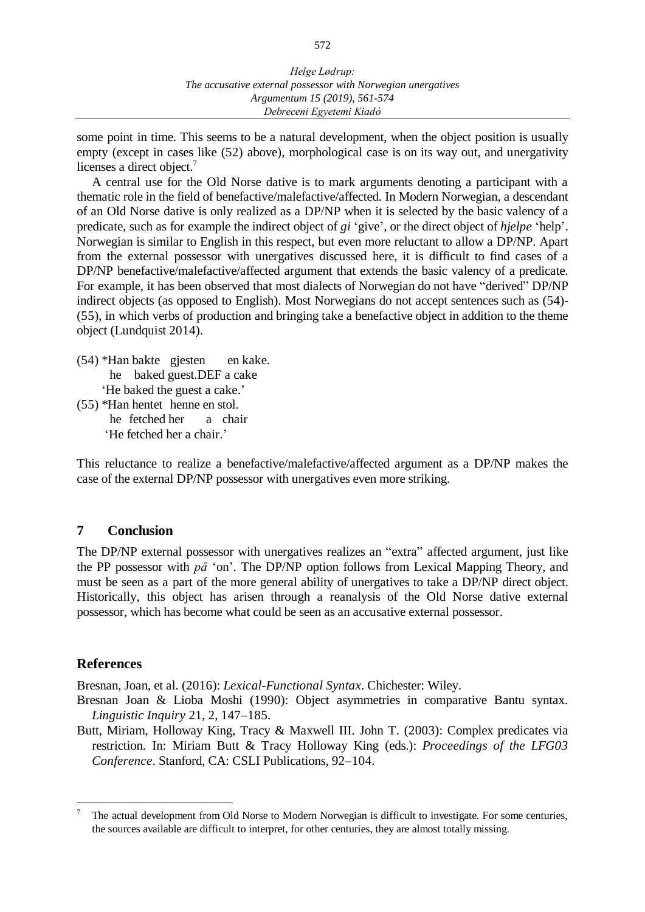some point in time. This seems to be a natural development, when the object position is usually empty (except in cases like (52) above), morphological case is on its way out, and unergativity licenses a direct object.[7]

A central use for the Old Norse dative is to mark arguments denoting a participant with a thematic role in the field of benefactive/malefactive/affected. In Modern Norwegian, a descendant of an Old Norse dative is only realized as a DP/NP when it is selected by the basic valency of a predicate, such as for example the indirect object of *gi* 'give', or the direct object of *hjelpe* 'help'. Norwegian is similar to English in this respect, but even more reluctant to allow a DP/NP. Apart from the external possessor with unergatives discussed here, it is difficult to find cases of a DP/NP benefactive/malefactive/affected argument that extends the basic valency of a predicate. For example, it has been observed that most dialects of Norwegian do not have "derived" DP/NP indirect objects (as opposed to English). Most Norwegians do not accept sentences such as (54)-(55), in which verbs of production and bringing take a benefactive object in addition to the theme object (Lundquist 2014).

(54) *Han bakte gjesten en kake.
he baked guest.DEF a cake
'He baked the guest a cake.'

(55) *Han hentet henne en stol.
he fetched her a chair
'He fetched her a chair.'

This reluctance to realize a benefactive/malefactive/affected argument as a DP/NP makes the case of the external DP/NP possessor with unergatives even more striking.

## 7 Conclusion

The DP/NP external possessor with unergatives realizes an "extra" affected argument, just like the PP possessor with *på* 'on'. The DP/NP option follows from Lexical Mapping Theory, and must be seen as a part of the more general ability of unergatives to take a DP/NP direct object. Historically, this object has arisen through a reanalysis of the Old Norse dative external possessor, which has become what could be seen as an accusative external possessor.

## References

Bresnan, Joan, et al. (2016): *Lexical-Functional Syntax*. Chichester: Wiley.

Bresnan Joan & Lioba Moshi (1990): Object asymmetries in comparative Bantu syntax. *Linguistic Inquiry* 21, 2, 147–185.

Butt, Miriam, Holloway King, Tracy & Maxwell III. John T. (2003): Complex predicates via restriction. In: Miriam Butt & Tracy Holloway King (eds.): *Proceedings of the LFG03 Conference*. Stanford, CA: CSLI Publications, 92–104.

---

[7] The actual development from Old Norse to Modern Norwegian is difficult to investigate. For some centuries, the sources available are difficult to interpret, for other centuries, they are almost totally missing.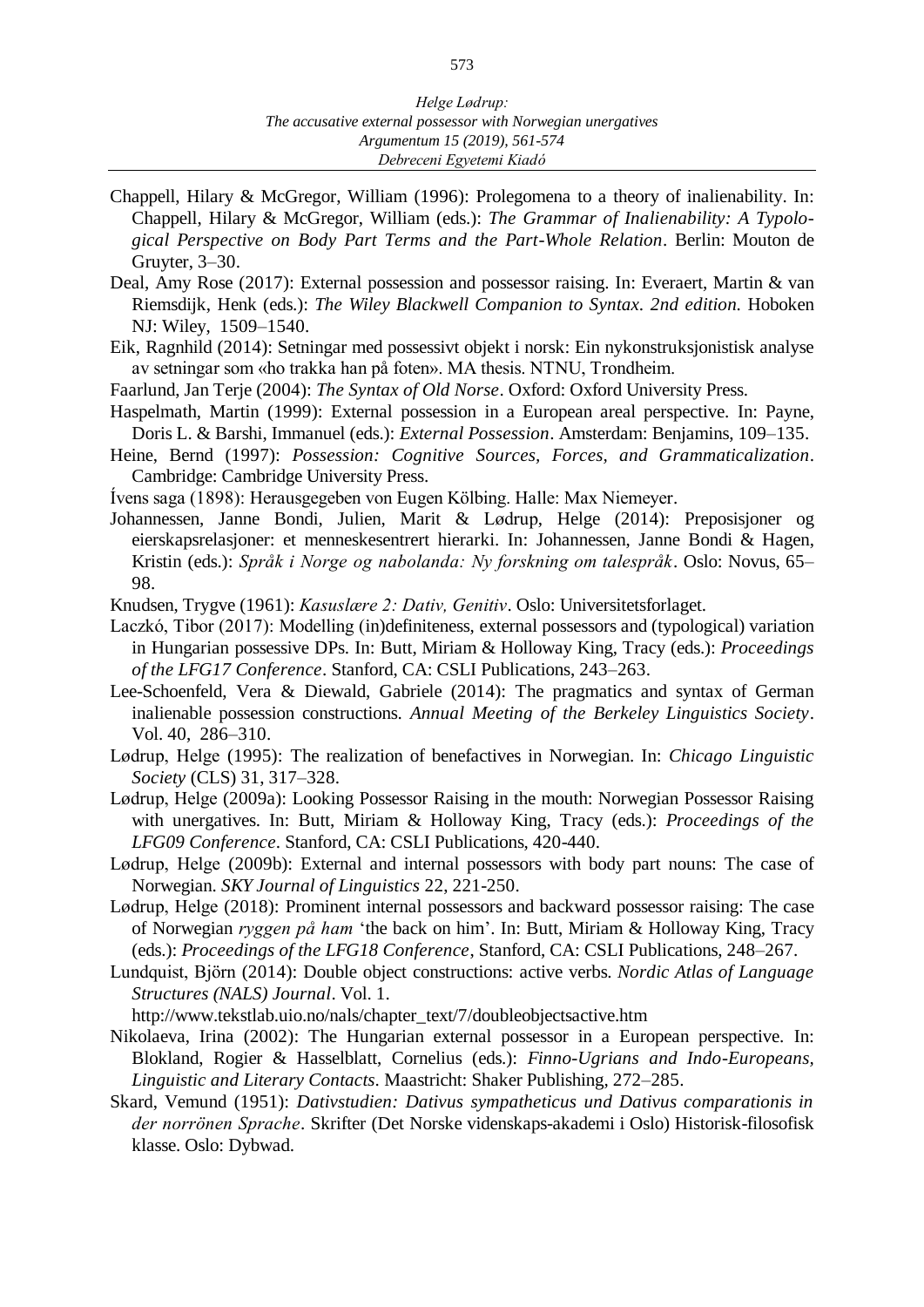Chappell, Hilary & McGregor, William (1996): Prolegomena to a theory of inalienability. In: Chappell, Hilary & McGregor, William (eds.): *The Grammar of Inalienability: A Typological Perspective on Body Part Terms and the Part-Whole Relation*. Berlin: Mouton de Gruyter, 3–30.

Deal, Amy Rose (2017): External possession and possessor raising. In: Everaert, Martin & van Riemsdijk, Henk (eds.): *The Wiley Blackwell Companion to Syntax. 2nd edition.* Hoboken NJ: Wiley, 1509–1540.

Eik, Ragnhild (2014): Setningar med possessivt objekt i norsk: Ein nykonstruksjonistisk analyse av setningar som «ho trakka han på foten». MA thesis. NTNU, Trondheim.

Faarlund, Jan Terje (2004): *The Syntax of Old Norse*. Oxford: Oxford University Press.

Haspelmath, Martin (1999): External possession in a European areal perspective. In: Payne, Doris L. & Barshi, Immanuel (eds.): *External Possession*. Amsterdam: Benjamins, 109–135.

Heine, Bernd (1997): *Possession: Cognitive Sources, Forces, and Grammaticalization*. Cambridge: Cambridge University Press.

Ívens saga (1898): Herausgegeben von Eugen Kölbing. Halle: Max Niemeyer.

Johannessen, Janne Bondi, Julien, Marit & Lødrup, Helge (2014): Preposisjoner og eierskapsrelasjoner: et menneskesentrert hierarki. In: Johannessen, Janne Bondi & Hagen, Kristin (eds.): *Språk i Norge og nabolanda: Ny forskning om talespråk*. Oslo: Novus, 65–98.

Knudsen, Trygve (1961): *Kasuslære 2: Dativ, Genitiv*. Oslo: Universitetsforlaget.

Laczkó, Tibor (2017): Modelling (in)definiteness, external possessors and (typological) variation in Hungarian possessive DPs. In: Butt, Miriam & Holloway King, Tracy (eds.): *Proceedings of the LFG17 Conference*. Stanford, CA: CSLI Publications, 243–263.

Lee-Schoenfeld, Vera & Diewald, Gabriele (2014): The pragmatics and syntax of German inalienable possession constructions. *Annual Meeting of the Berkeley Linguistics Society*. Vol. 40, 286–310.

Lødrup, Helge (1995): The realization of benefactives in Norwegian. In: *Chicago Linguistic Society* (CLS) 31, 317–328.

Lødrup, Helge (2009a): Looking Possessor Raising in the mouth: Norwegian Possessor Raising with unergatives. In: Butt, Miriam & Holloway King, Tracy (eds.): *Proceedings of the LFG09 Conference*. Stanford, CA: CSLI Publications, 420-440.

Lødrup, Helge (2009b): External and internal possessors with body part nouns: The case of Norwegian. *SKY Journal of Linguistics* 22, 221-250.

Lødrup, Helge (2018): Prominent internal possessors and backward possessor raising: The case of Norwegian *ryggen på ham* 'the back on him'. In: Butt, Miriam & Holloway King, Tracy (eds.): *Proceedings of the LFG18 Conference*, Stanford, CA: CSLI Publications, 248–267.

Lundquist, Björn (2014): Double object constructions: active verbs. *Nordic Atlas of Language Structures (NALS) Journal*. Vol. 1.
http://www.tekstlab.uio.no/nals/chapter_text/7/doubleobjectsactive.htm

Nikolaeva, Irina (2002): The Hungarian external possessor in a European perspective. In: Blokland, Rogier & Hasselblatt, Cornelius (eds.): *Finno-Ugrians and Indo-Europeans, Linguistic and Literary Contacts*. Maastricht: Shaker Publishing, 272–285.

Skard, Vemund (1951): *Dativstudien: Dativus sympatheticus und Dativus comparationis in der norrönen Sprache*. Skrifter (Det Norske videnskaps-akademi i Oslo) Historisk-filosofisk klasse. Oslo: Dybwad.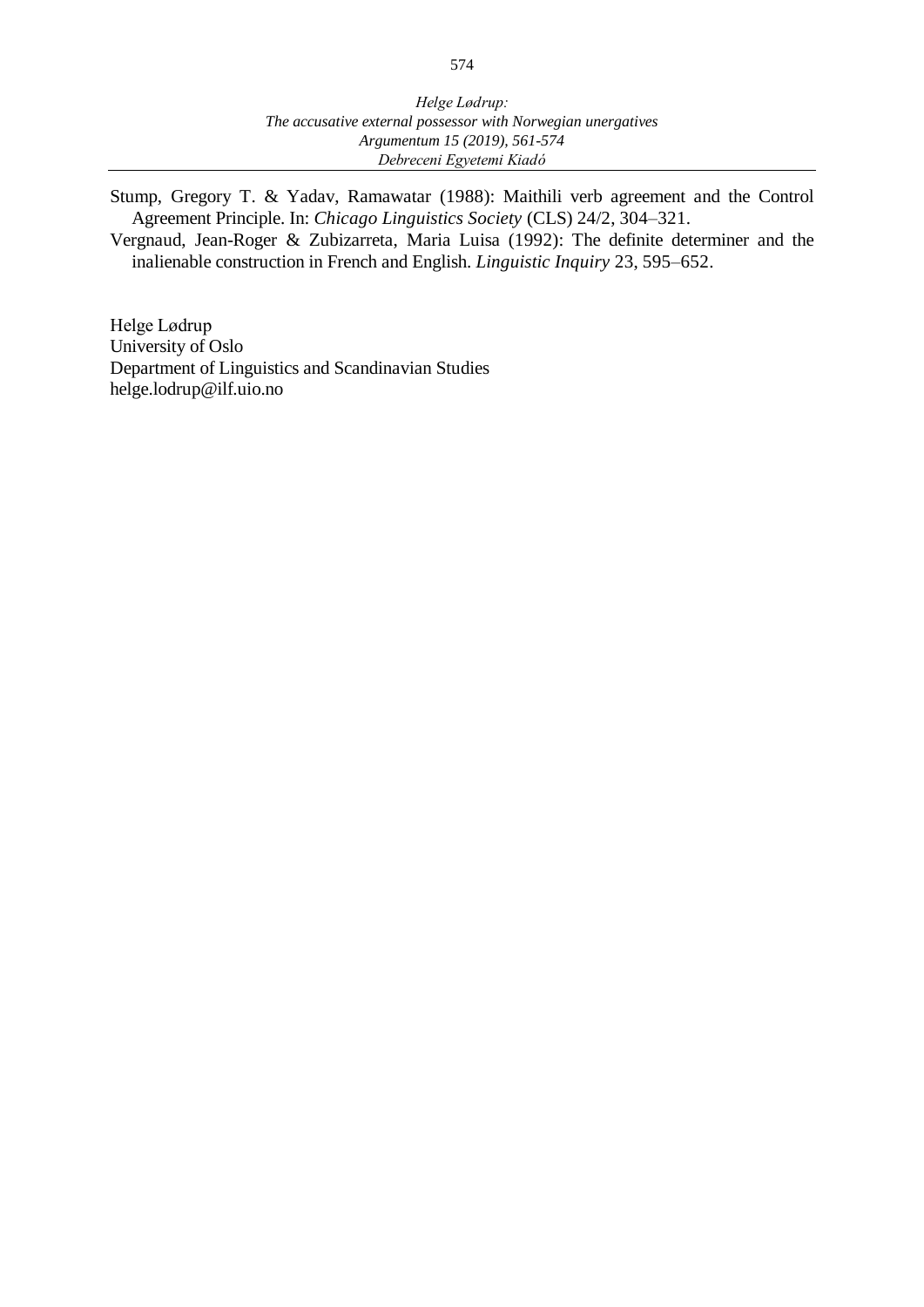Stump, Gregory T. & Yadav, Ramawatar (1988): Maithili verb agreement and the Control Agreement Principle. In: *Chicago Linguistics Society* (CLS) 24/2, 304–321.

Vergnaud, Jean-Roger & Zubizarreta, Maria Luisa (1992): The definite determiner and the inalienable construction in French and English. *Linguistic Inquiry* 23, 595–652.

Helge Lødrup
University of Oslo
Department of Linguistics and Scandinavian Studies
helge.lodrup@ilf.uio.no